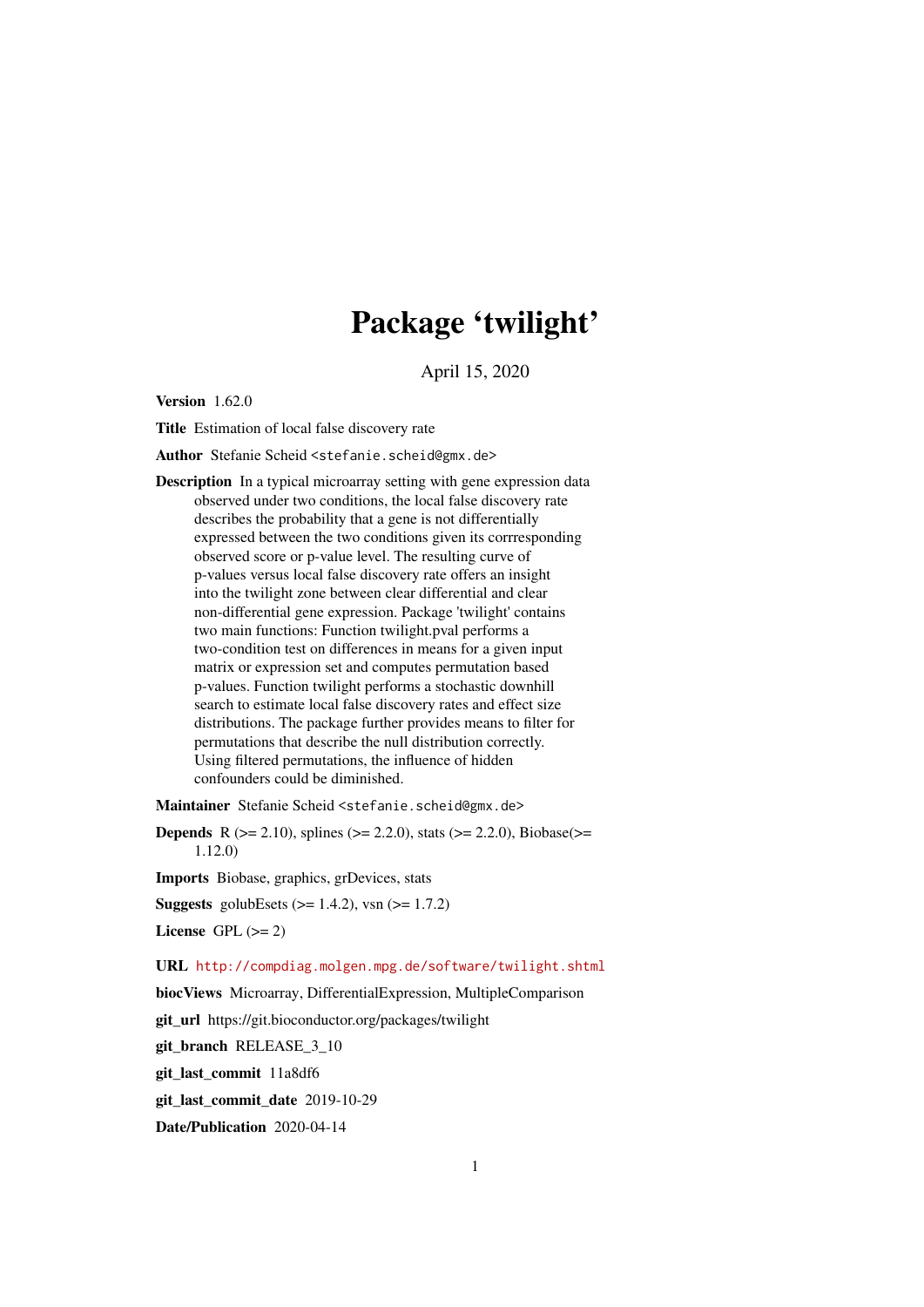# Package 'twilight'

April 15, 2020

**Version** 1.62.0

**Title** Estimation of local false discovery rate

**Author** Stefanie Scheid <stefanie.scheid@gmx.de>

**Description** In a typical microarray setting with gene expression data observed under two conditions, the local false discovery rate describes the probability that a gene is not differentially expressed between the two conditions given its corrresponding observed score or p-value level. The resulting curve of p-values versus local false discovery rate offers an insight into the twilight zone between clear differential and clear non-differential gene expression. Package 'twilight' contains two main functions: Function twilight.pval performs a two-condition test on differences in means for a given input matrix or expression set and computes permutation based p-values. Function twilight performs a stochastic downhill search to estimate local false discovery rates and effect size distributions. The package further provides means to filter for permutations that describe the null distribution correctly. Using filtered permutations, the influence of hidden confounders could be diminished.

**Maintainer** Stefanie Scheid <stefanie.scheid@gmx.de>

**Depends** R (>= 2.10), splines (>= 2.2.0), stats (>= 2.2.0), Biobase(>= 1.12.0)

**Imports** Biobase, graphics, grDevices, stats

**Suggests** golubEsets (>= 1.4.2), vsn (>= 1.7.2)

**License** GPL (>= 2)

**URL** http://compdiag.molgen.mpg.de/software/twilight.shtml

**biocViews** Microarray, DifferentialExpression, MultipleComparison

**git_url** https://git.bioconductor.org/packages/twilight

**git_branch** RELEASE_3_10

**git_last_commit** 11a8df6

**git_last_commit_date** 2019-10-29

**Date/Publication** 2020-04-14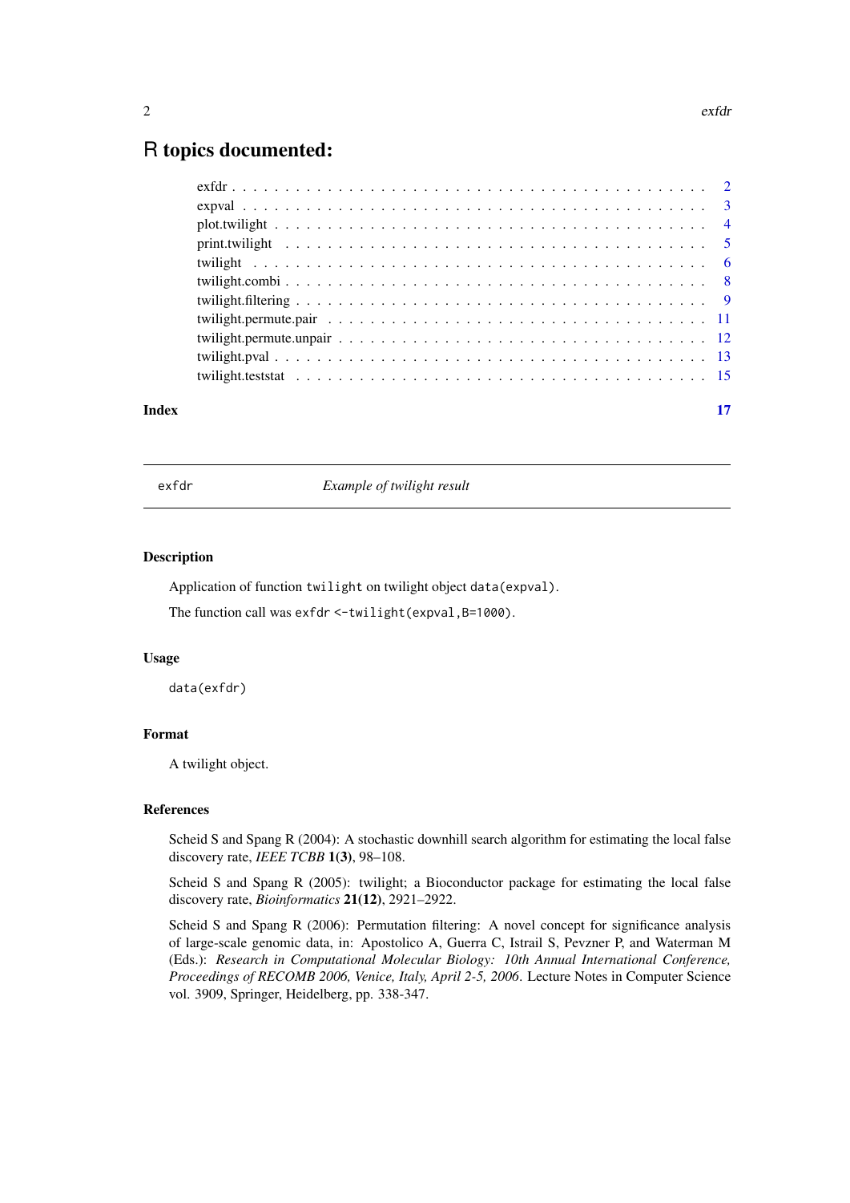# R topics documented:

- exfdr . . . . . . . . . . . . . . . . . . . . . . . . . . . . . . . . . . . . . . . . . . . 2
- expval . . . . . . . . . . . . . . . . . . . . . . . . . . . . . . . . . . . . . . . . . . . 3
- plot.twilight . . . . . . . . . . . . . . . . . . . . . . . . . . . . . . . . . . . . . . . . 4
- print.twilight . . . . . . . . . . . . . . . . . . . . . . . . . . . . . . . . . . . . . . . 5
- twilight . . . . . . . . . . . . . . . . . . . . . . . . . . . . . . . . . . . . . . . . . . 6
- twilight.combi . . . . . . . . . . . . . . . . . . . . . . . . . . . . . . . . . . . . . . . 8
- twilight.filtering . . . . . . . . . . . . . . . . . . . . . . . . . . . . . . . . . . . . . 9
- twilight.permute.pair . . . . . . . . . . . . . . . . . . . . . . . . . . . . . . . . . . . 11
- twilight.permute.unpair . . . . . . . . . . . . . . . . . . . . . . . . . . . . . . . . . 12
- twilight.pval . . . . . . . . . . . . . . . . . . . . . . . . . . . . . . . . . . . . . . . 13
- twilight.teststat . . . . . . . . . . . . . . . . . . . . . . . . . . . . . . . . . . . . . 15

**Index** **17**

---

## exfdr — *Example of twilight result*

### Description

Application of function `twilight` on twilight object `data(expval)`.

The function call was `exfdr <-twilight(expval,B=1000)`.

### Usage

```
data(exfdr)
```

### Format

A twilight object.

### References

Scheid S and Spang R (2004): A stochastic downhill search algorithm for estimating the local false discovery rate, *IEEE TCBB* **1(3)**, 98–108.

Scheid S and Spang R (2005): twilight; a Bioconductor package for estimating the local false discovery rate, *Bioinformatics* **21(12)**, 2921–2922.

Scheid S and Spang R (2006): Permutation filtering: A novel concept for significance analysis of large-scale genomic data, in: Apostolico A, Guerra C, Istrail S, Pevzner P, and Waterman M (Eds.): *Research in Computational Molecular Biology: 10th Annual International Conference, Proceedings of RECOMB 2006, Venice, Italy, April 2-5, 2006*. Lecture Notes in Computer Science vol. 3909, Springer, Heidelberg, pp. 338-347.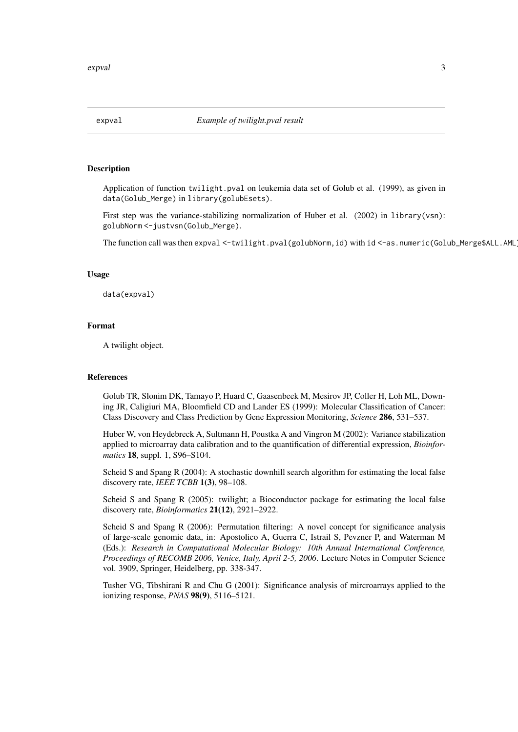expval — *Example of twilight.pval result*

## Description

Application of function `twilight.pval` on leukemia data set of Golub et al. (1999), as given in `data(Golub_Merge)` in `library(golubEsets)`.

First step was the variance-stabilizing normalization of Huber et al. (2002) in `library(vsn)`: `golubNorm <-justvsn(Golub_Merge)`.

The function call was then `expval <-twilight.pval(golubNorm,id)` with `id <-as.numeric(Golub_Merge$ALL.AML)`

## Usage

```
data(expval)
```

## Format

A twilight object.

## References

Golub TR, Slonim DK, Tamayo P, Huard C, Gaasenbeek M, Mesirov JP, Coller H, Loh ML, Downing JR, Caligiuri MA, Bloomfield CD and Lander ES (1999): Molecular Classification of Cancer: Class Discovery and Class Prediction by Gene Expression Monitoring, *Science* **286**, 531–537.

Huber W, von Heydebreck A, Sultmann H, Poustka A and Vingron M (2002): Variance stabilization applied to microarray data calibration and to the quantification of differential expression, *Bioinformatics* **18**, suppl. 1, S96–S104.

Scheid S and Spang R (2004): A stochastic downhill search algorithm for estimating the local false discovery rate, *IEEE TCBB* **1(3)**, 98–108.

Scheid S and Spang R (2005): twilight; a Bioconductor package for estimating the local false discovery rate, *Bioinformatics* **21(12)**, 2921–2922.

Scheid S and Spang R (2006): Permutation filtering: A novel concept for significance analysis of large-scale genomic data, in: Apostolico A, Guerra C, Istrail S, Pevzner P, and Waterman M (Eds.): *Research in Computational Molecular Biology: 10th Annual International Conference, Proceedings of RECOMB 2006, Venice, Italy, April 2-5, 2006*. Lecture Notes in Computer Science vol. 3909, Springer, Heidelberg, pp. 338-347.

Tusher VG, Tibshirani R and Chu G (2001): Significance analysis of mircroarrays applied to the ionizing response, *PNAS* **98(9)**, 5116–5121.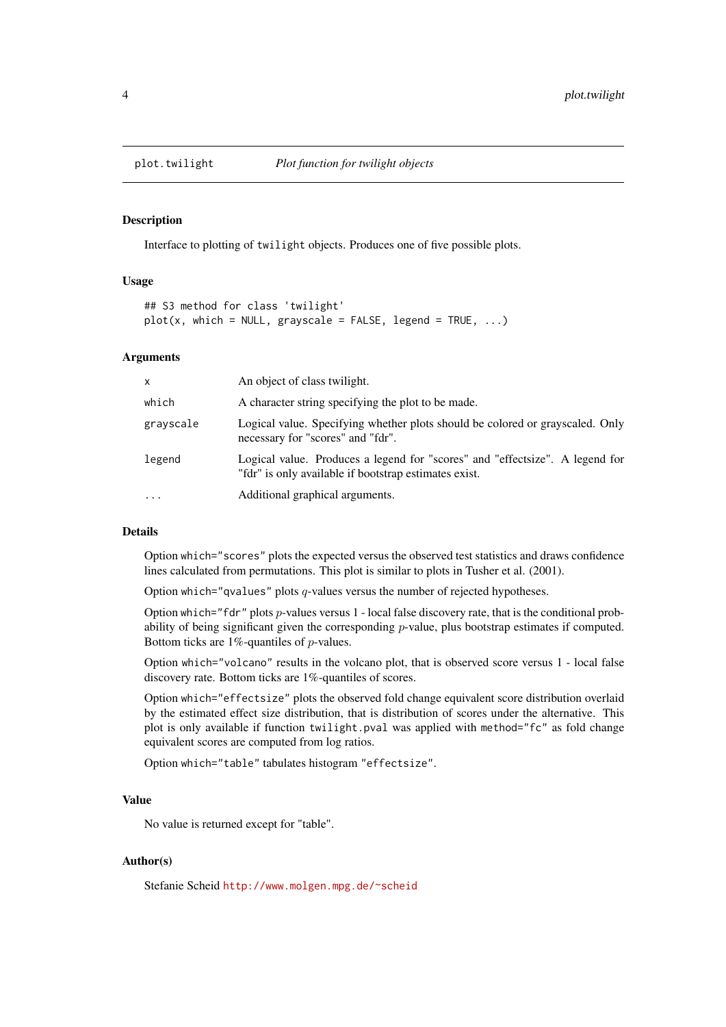## plot.twilight — *Plot function for twilight objects*

### Description

Interface to plotting of `twilight` objects. Produces one of five possible plots.

### Usage

```
## S3 method for class 'twilight'
plot(x, which = NULL, grayscale = FALSE, legend = TRUE, ...)
```

### Arguments

| | |
|---|---|
| `x` | An object of class twilight. |
| `which` | A character string specifying the plot to be made. |
| `grayscale` | Logical value. Specifying whether plots should be colored or grayscaled. Only necessary for "scores" and "fdr". |
| `legend` | Logical value. Produces a legend for "scores" and "effectsize". A legend for "fdr" is only available if bootstrap estimates exist. |
| `...` | Additional graphical arguments. |

### Details

Option `which="scores"` plots the expected versus the observed test statistics and draws confidence lines calculated from permutations. This plot is similar to plots in Tusher et al. (2001).

Option `which="qvalues"` plots $q$-values versus the number of rejected hypotheses.

Option `which="fdr"` plots $p$-values versus 1 - local false discovery rate, that is the conditional probability of being significant given the corresponding $p$-value, plus bootstrap estimates if computed. Bottom ticks are 1%-quantiles of $p$-values.

Option `which="volcano"` results in the volcano plot, that is observed score versus 1 - local false discovery rate. Bottom ticks are 1%-quantiles of scores.

Option `which="effectsize"` plots the observed fold change equivalent score distribution overlaid by the estimated effect size distribution, that is distribution of scores under the alternative. This plot is only available if function `twilight.pval` was applied with `method="fc"` as fold change equivalent scores are computed from log ratios.

Option `which="table"` tabulates histogram `"effectsize"`.

### Value

No value is returned except for "table".

### Author(s)

Stefanie Scheid http://www.molgen.mpg.de/~scheid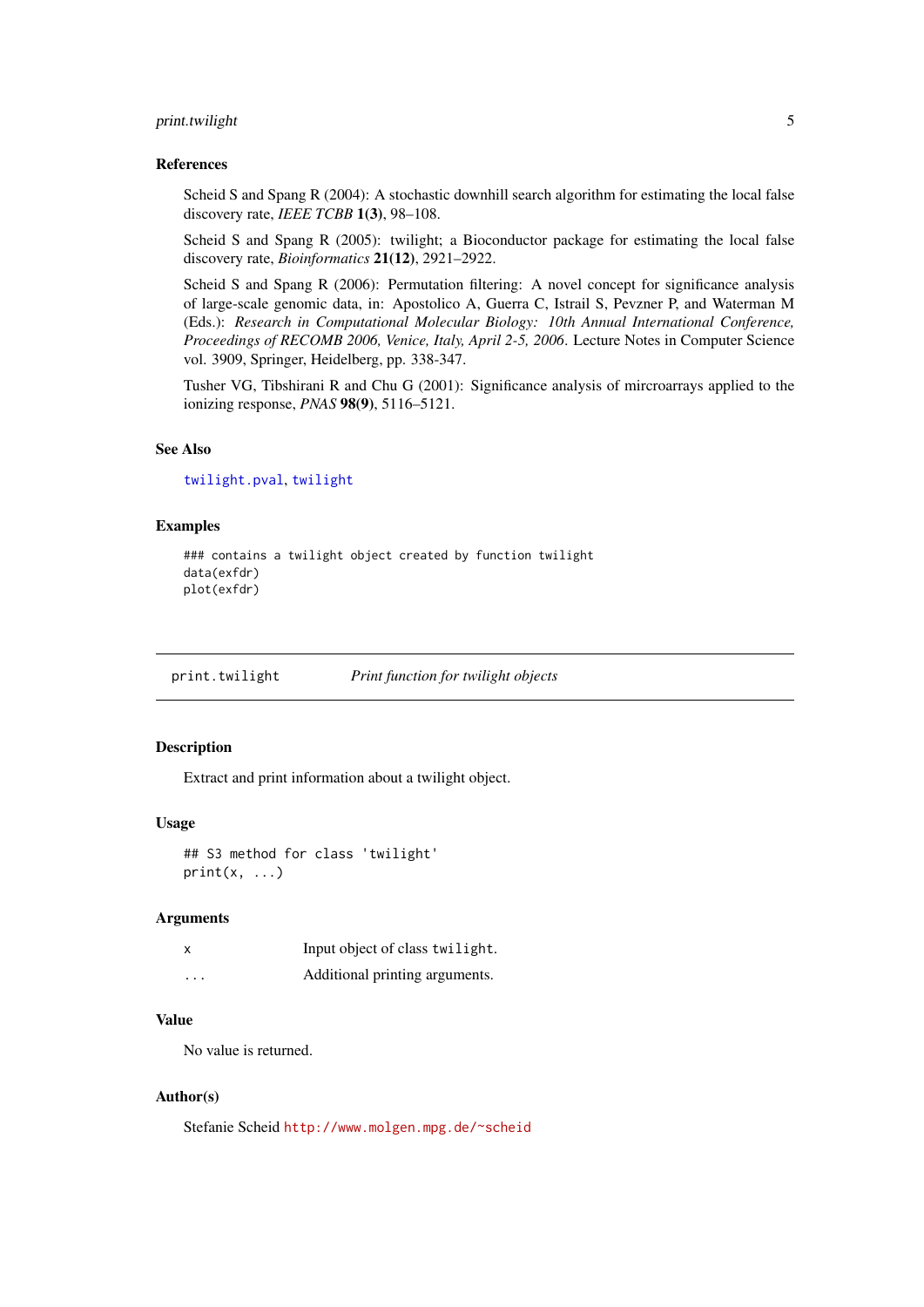### References

Scheid S and Spang R (2004): A stochastic downhill search algorithm for estimating the local false discovery rate, *IEEE TCBB* **1(3)**, 98–108.

Scheid S and Spang R (2005): twilight; a Bioconductor package for estimating the local false discovery rate, *Bioinformatics* **21(12)**, 2921–2922.

Scheid S and Spang R (2006): Permutation filtering: A novel concept for significance analysis of large-scale genomic data, in: Apostolico A, Guerra C, Istrail S, Pevzner P, and Waterman M (Eds.): *Research in Computational Molecular Biology: 10th Annual International Conference, Proceedings of RECOMB 2006, Venice, Italy, April 2-5, 2006*. Lecture Notes in Computer Science vol. 3909, Springer, Heidelberg, pp. 338-347.

Tusher VG, Tibshirani R and Chu G (2001): Significance analysis of mircroarrays applied to the ionizing response, *PNAS* **98(9)**, 5116–5121.

### See Also

twilight.pval, twilight

### Examples

```
### contains a twilight object created by function twilight
data(exfdr)
plot(exfdr)
```

---

## print.twilight *Print function for twilight objects*

### Description

Extract and print information about a twilight object.

### Usage

```
## S3 method for class 'twilight'
print(x, ...)
```

### Arguments

| | |
|---|---|
| x | Input object of class twilight. |
| ... | Additional printing arguments. |

### Value

No value is returned.

### Author(s)

Stefanie Scheid http://www.molgen.mpg.de/~scheid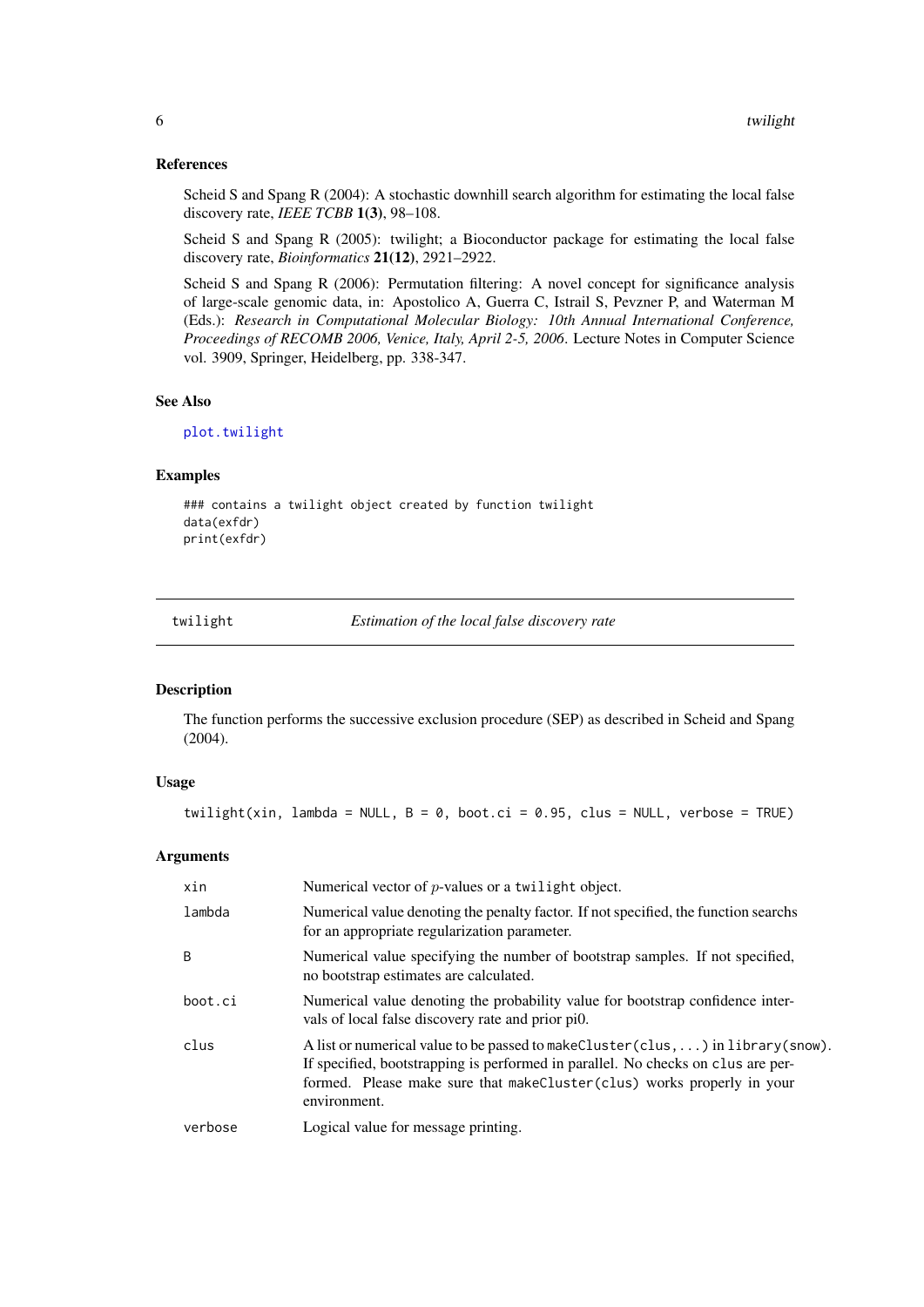### References

Scheid S and Spang R (2004): A stochastic downhill search algorithm for estimating the local false discovery rate, *IEEE TCBB* **1(3)**, 98–108.

Scheid S and Spang R (2005): twilight; a Bioconductor package for estimating the local false discovery rate, *Bioinformatics* **21(12)**, 2921–2922.

Scheid S and Spang R (2006): Permutation filtering: A novel concept for significance analysis of large-scale genomic data, in: Apostolico A, Guerra C, Istrail S, Pevzner P, and Waterman M (Eds.): *Research in Computational Molecular Biology: 10th Annual International Conference, Proceedings of RECOMB 2006, Venice, Italy, April 2-5, 2006*. Lecture Notes in Computer Science vol. 3909, Springer, Heidelberg, pp. 338-347.

### See Also

`plot.twilight`

### Examples

```
### contains a twilight object created by function twilight
data(exfdr)
print(exfdr)
```

---

## twilight — *Estimation of the local false discovery rate*

---

### Description

The function performs the successive exclusion procedure (SEP) as described in Scheid and Spang (2004).

### Usage

```
twilight(xin, lambda = NULL, B = 0, boot.ci = 0.95, clus = NULL, verbose = TRUE)
```

### Arguments

| | |
|---|---|
| `xin` | Numerical vector of $p$-values or a `twilight` object. |
| `lambda` | Numerical value denoting the penalty factor. If not specified, the function searchs for an appropriate regularization parameter. |
| `B` | Numerical value specifying the number of bootstrap samples. If not specified, no bootstrap estimates are calculated. |
| `boot.ci` | Numerical value denoting the probability value for bootstrap confidence intervals of local false discovery rate and prior pi0. |
| `clus` | A list or numerical value to be passed to `makeCluster(clus,...)` in `library(snow)`. If specified, bootstrapping is performed in parallel. No checks on `clus` are performed. Please make sure that `makeCluster(clus)` works properly in your environment. |
| `verbose` | Logical value for message printing. |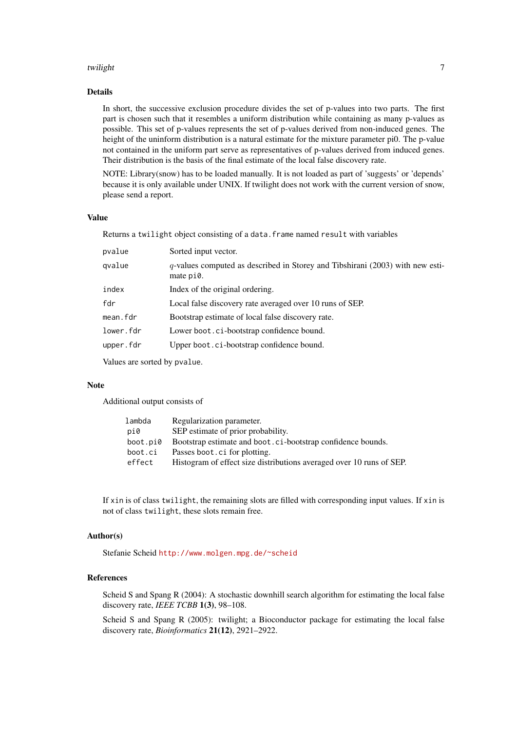## Details

In short, the successive exclusion procedure divides the set of p-values into two parts. The first part is chosen such that it resembles a uniform distribution while containing as many p-values as possible. This set of p-values represents the set of p-values derived from non-induced genes. The height of the uninform distribution is a natural estimate for the mixture parameter pi0. The p-value not contained in the uniform part serve as representatives of p-values derived from induced genes. Their distribution is the basis of the final estimate of the local false discovery rate.

NOTE: Library(snow) has to be loaded manually. It is not loaded as part of 'suggests' or 'depends' because it is only available under UNIX. If twilight does not work with the current version of snow, please send a report.

## Value

Returns a `twilight` object consisting of a `data.frame` named `result` with variables

| | |
|---|---|
| `pvalue` | Sorted input vector. |
| `qvalue` | $q$-values computed as described in Storey and Tibshirani (2003) with new estimate `pi0`. |
| `index` | Index of the original ordering. |
| `fdr` | Local false discovery rate averaged over 10 runs of SEP. |
| `mean.fdr` | Bootstrap estimate of local false discovery rate. |
| `lower.fdr` | Lower `boot.ci`-bootstrap confidence bound. |
| `upper.fdr` | Upper `boot.ci`-bootstrap confidence bound. |

Values are sorted by `pvalue`.

## Note

Additional output consists of

| | |
|---|---|
| `lambda` | Regularization parameter. |
| `pi0` | SEP estimate of prior probability. |
| `boot.pi0` | Bootstrap estimate and `boot.ci`-bootstrap confidence bounds. |
| `boot.ci` | Passes `boot.ci` for plotting. |
| `effect` | Histogram of effect size distributions averaged over 10 runs of SEP. |

If `xin` is of class `twilight`, the remaining slots are filled with corresponding input values. If `xin` is not of class `twilight`, these slots remain free.

## Author(s)

Stefanie Scheid http://www.molgen.mpg.de/~scheid

## References

Scheid S and Spang R (2004): A stochastic downhill search algorithm for estimating the local false discovery rate, *IEEE TCBB* **1(3)**, 98–108.

Scheid S and Spang R (2005): twilight; a Bioconductor package for estimating the local false discovery rate, *Bioinformatics* **21(12)**, 2921–2922.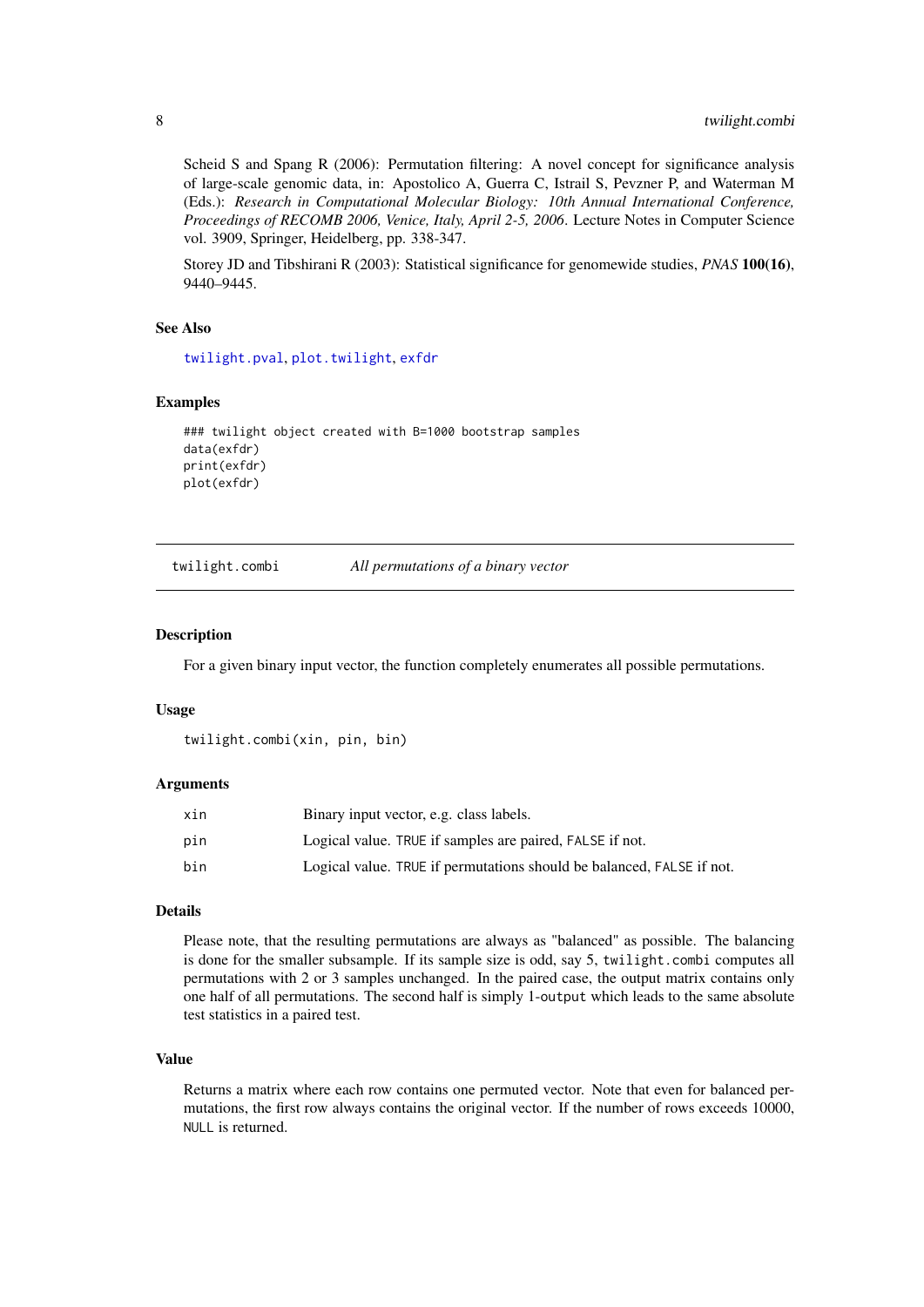Scheid S and Spang R (2006): Permutation filtering: A novel concept for significance analysis of large-scale genomic data, in: Apostolico A, Guerra C, Istrail S, Pevzner P, and Waterman M (Eds.): *Research in Computational Molecular Biology: 10th Annual International Conference, Proceedings of RECOMB 2006, Venice, Italy, April 2-5, 2006*. Lecture Notes in Computer Science vol. 3909, Springer, Heidelberg, pp. 338-347.

Storey JD and Tibshirani R (2003): Statistical significance for genomewide studies, *PNAS* **100(16)**, 9440–9445.

### See Also

twilight.pval, plot.twilight, exfdr

### Examples

```
### twilight object created with B=1000 bootstrap samples
data(exfdr)
print(exfdr)
plot(exfdr)
```

## twilight.combi — *All permutations of a binary vector*

### Description

For a given binary input vector, the function completely enumerates all possible permutations.

### Usage

```
twilight.combi(xin, pin, bin)
```

### Arguments

| | |
|---|---|
| xin | Binary input vector, e.g. class labels. |
| pin | Logical value. TRUE if samples are paired, FALSE if not. |
| bin | Logical value. TRUE if permutations should be balanced, FALSE if not. |

### Details

Please note, that the resulting permutations are always as "balanced" as possible. The balancing is done for the smaller subsample. If its sample size is odd, say 5, twilight.combi computes all permutations with 2 or 3 samples unchanged. In the paired case, the output matrix contains only one half of all permutations. The second half is simply 1-output which leads to the same absolute test statistics in a paired test.

### Value

Returns a matrix where each row contains one permuted vector. Note that even for balanced permutations, the first row always contains the original vector. If the number of rows exceeds 10000, NULL is returned.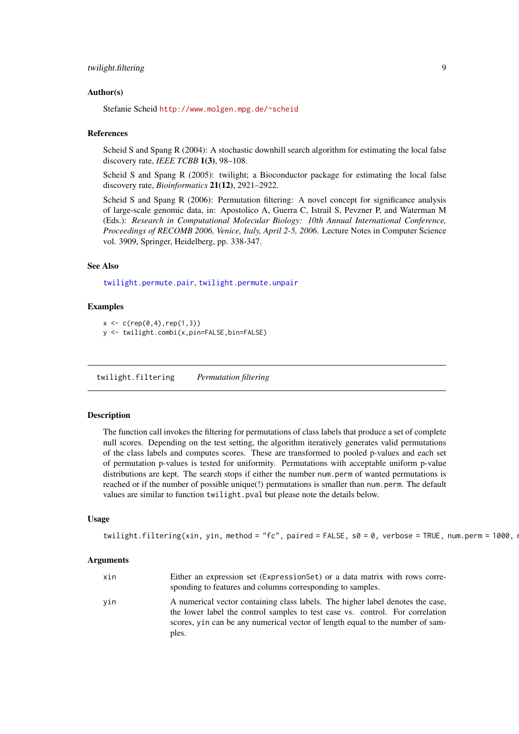### Author(s)

Stefanie Scheid http://www.molgen.mpg.de/~scheid

### References

Scheid S and Spang R (2004): A stochastic downhill search algorithm for estimating the local false discovery rate, *IEEE TCBB* **1(3)**, 98–108.

Scheid S and Spang R (2005): twilight; a Bioconductor package for estimating the local false discovery rate, *Bioinformatics* **21(12)**, 2921–2922.

Scheid S and Spang R (2006): Permutation filtering: A novel concept for significance analysis of large-scale genomic data, in: Apostolico A, Guerra C, Istrail S, Pevzner P, and Waterman M (Eds.): *Research in Computational Molecular Biology: 10th Annual International Conference, Proceedings of RECOMB 2006, Venice, Italy, April 2-5, 2006*. Lecture Notes in Computer Science vol. 3909, Springer, Heidelberg, pp. 338-347.

### See Also

twilight.permute.pair, twilight.permute.unpair

### Examples

```
x <- c(rep(0,4),rep(1,3))
y <- twilight.combi(x,pin=FALSE,bin=FALSE)
```

---

## twilight.filtering    *Permutation filtering*

---

### Description

The function call invokes the filtering for permutations of class labels that produce a set of complete null scores. Depending on the test setting, the algorithm iteratively generates valid permutations of the class labels and computes scores. These are transformed to pooled p-values and each set of permutation p-values is tested for uniformity. Permutations with acceptable uniform p-value distributions are kept. The search stops if either the number `num.perm` of wanted permutations is reached or if the number of possible unique(!) permutations is smaller than `num.perm`. The default values are similar to function `twilight.pval` but please note the details below.

### Usage

```
twilight.filtering(xin, yin, method = "fc", paired = FALSE, s0 = 0, verbose = TRUE, num.perm = 1000, n
```

### Arguments

| | |
|---|---|
| `xin` | Either an expression set (`ExpressionSet`) or a data matrix with rows corresponding to features and columns corresponding to samples. |
| `yin` | A numerical vector containing class labels. The higher label denotes the case, the lower label the control samples to test case vs. control. For correlation scores, `yin` can be any numerical vector of length equal to the number of samples. |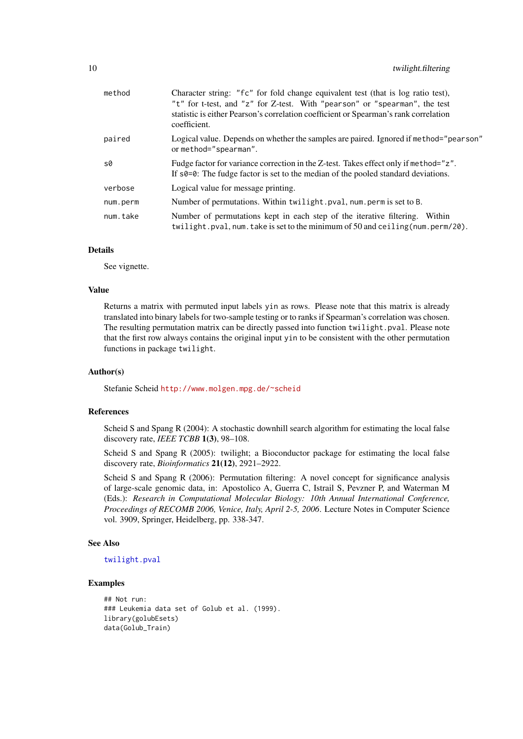| | |
|---|---|
| `method` | Character string: `"fc"` for fold change equivalent test (that is log ratio test), `"t"` for t-test, and `"z"` for Z-test. With `"pearson"` or `"spearman"`, the test statistic is either Pearson's correlation coefficient or Spearman's rank correlation coefficient. |
| `paired` | Logical value. Depends on whether the samples are paired. Ignored if `method="pearson"` or `method="spearman"`. |
| `s0` | Fudge factor for variance correction in the Z-test. Takes effect only if `method="z"`. If `s0=0`: The fudge factor is set to the median of the pooled standard deviations. |
| `verbose` | Logical value for message printing. |
| `num.perm` | Number of permutations. Within `twilight.pval`, `num.perm` is set to `B`. |
| `num.take` | Number of permutations kept in each step of the iterative filtering. Within `twilight.pval`, `num.take` is set to the minimum of 50 and `ceiling(num.perm/20)`. |

## Details

See vignette.

## Value

Returns a matrix with permuted input labels `yin` as rows. Please note that this matrix is already translated into binary labels for two-sample testing or to ranks if Spearman's correlation was chosen. The resulting permutation matrix can be directly passed into function `twilight.pval`. Please note that the first row always contains the original input `yin` to be consistent with the other permutation functions in package `twilight`.

## Author(s)

Stefanie Scheid http://www.molgen.mpg.de/~scheid

## References

Scheid S and Spang R (2004): A stochastic downhill search algorithm for estimating the local false discovery rate, *IEEE TCBB* **1(3)**, 98–108.

Scheid S and Spang R (2005): twilight; a Bioconductor package for estimating the local false discovery rate, *Bioinformatics* **21(12)**, 2921–2922.

Scheid S and Spang R (2006): Permutation filtering: A novel concept for significance analysis of large-scale genomic data, in: Apostolico A, Guerra C, Istrail S, Pevzner P, and Waterman M (Eds.): *Research in Computational Molecular Biology: 10th Annual International Conference, Proceedings of RECOMB 2006, Venice, Italy, April 2-5, 2006*. Lecture Notes in Computer Science vol. 3909, Springer, Heidelberg, pp. 338-347.

## See Also

`twilight.pval`

## Examples

```
## Not run:
### Leukemia data set of Golub et al. (1999).
library(golubEsets)
data(Golub_Train)
```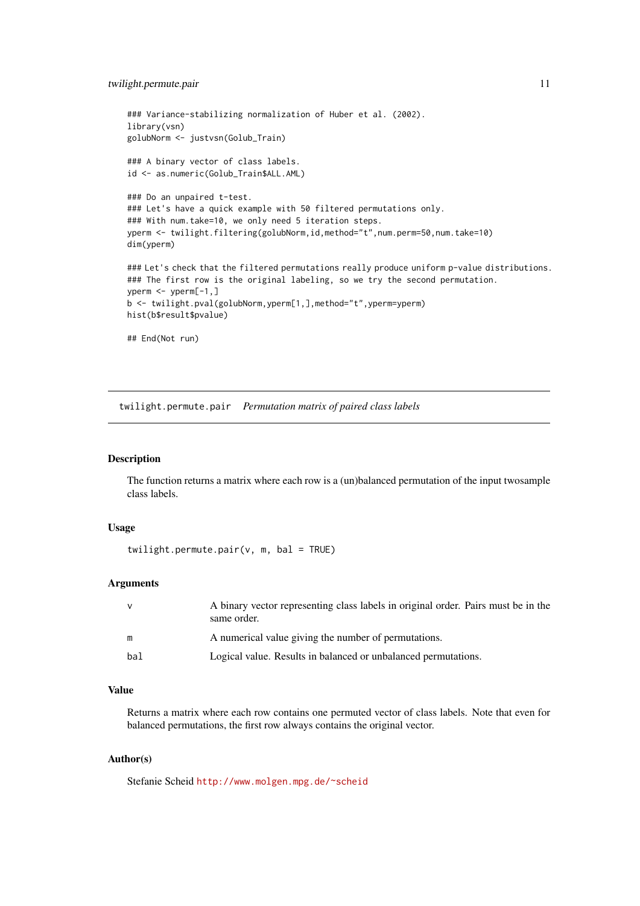```
### Variance-stabilizing normalization of Huber et al. (2002).
library(vsn)
golubNorm <- justvsn(Golub_Train)

### A binary vector of class labels.
id <- as.numeric(Golub_Train$ALL.AML)

### Do an unpaired t-test.
### Let's have a quick example with 50 filtered permutations only.
### With num.take=10, we only need 5 iteration steps.
yperm <- twilight.filtering(golubNorm,id,method="t",num.perm=50,num.take=10)
dim(yperm)

### Let's check that the filtered permutations really produce uniform p-value distributions.
### The first row is the original labeling, so we try the second permutation.
yperm <- yperm[-1,]
b <- twilight.pval(golubNorm,yperm[1,],method="t",yperm=yperm)
hist(b$result$pvalue)

## End(Not run)
```

---

## twilight.permute.pair    *Permutation matrix of paired class labels*

---

### Description

The function returns a matrix where each row is a (un)balanced permutation of the input twosample class labels.

### Usage

```
twilight.permute.pair(v, m, bal = TRUE)
```

### Arguments

| | |
|---|---|
| `v` | A binary vector representing class labels in original order. Pairs must be in the same order. |
| `m` | A numerical value giving the number of permutations. |
| `bal` | Logical value. Results in balanced or unbalanced permutations. |

### Value

Returns a matrix where each row contains one permuted vector of class labels. Note that even for balanced permutations, the first row always contains the original vector.

### Author(s)

Stefanie Scheid http://www.molgen.mpg.de/~scheid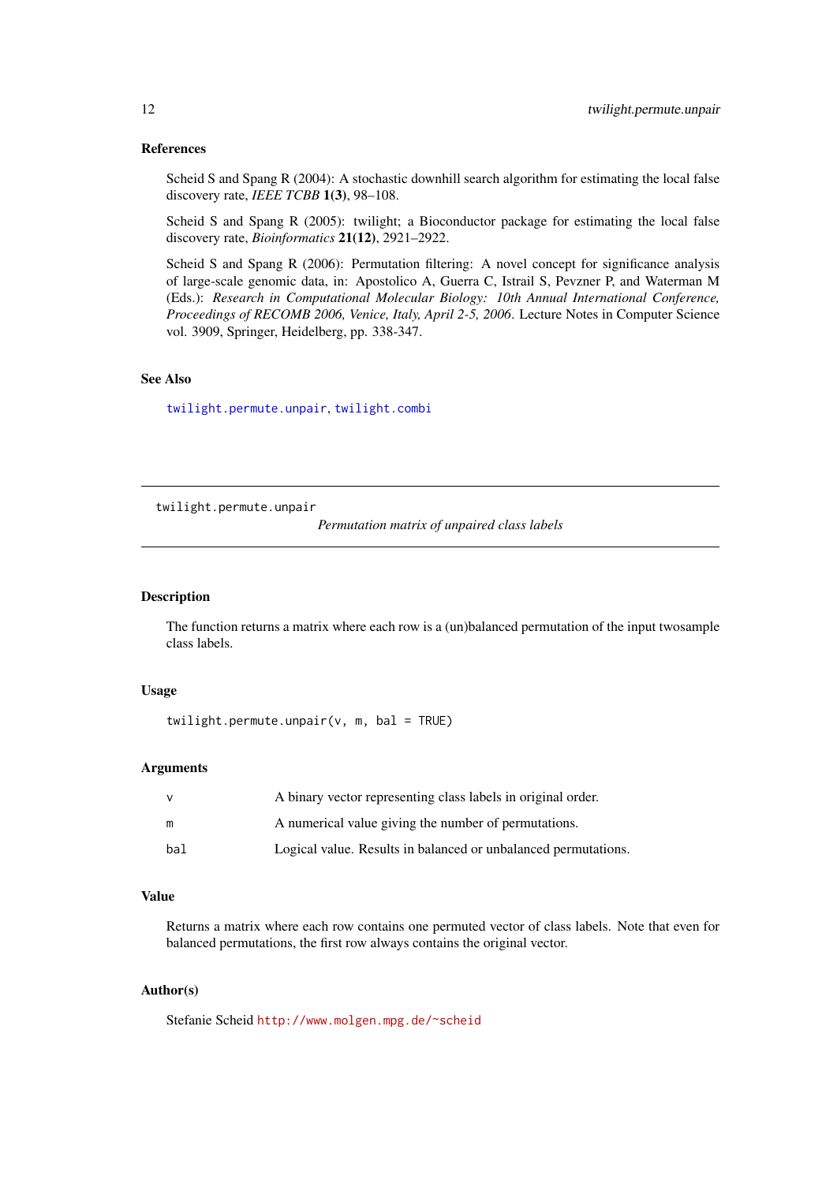### References

Scheid S and Spang R (2004): A stochastic downhill search algorithm for estimating the local false discovery rate, *IEEE TCBB* **1(3)**, 98–108.

Scheid S and Spang R (2005): twilight; a Bioconductor package for estimating the local false discovery rate, *Bioinformatics* **21(12)**, 2921–2922.

Scheid S and Spang R (2006): Permutation filtering: A novel concept for significance analysis of large-scale genomic data, in: Apostolico A, Guerra C, Istrail S, Pevzner P, and Waterman M (Eds.): *Research in Computational Molecular Biology: 10th Annual International Conference, Proceedings of RECOMB 2006, Venice, Italy, April 2-5, 2006*. Lecture Notes in Computer Science vol. 3909, Springer, Heidelberg, pp. 338-347.

### See Also

`twilight.permute.unpair`, `twilight.combi`

---

## twilight.permute.unpair — *Permutation matrix of unpaired class labels*

---

### Description

The function returns a matrix where each row is a (un)balanced permutation of the input twosample class labels.

### Usage

```
twilight.permute.unpair(v, m, bal = TRUE)
```

### Arguments

| | |
|---|---|
| `v` | A binary vector representing class labels in original order. |
| `m` | A numerical value giving the number of permutations. |
| `bal` | Logical value. Results in balanced or unbalanced permutations. |

### Value

Returns a matrix where each row contains one permuted vector of class labels. Note that even for balanced permutations, the first row always contains the original vector.

### Author(s)

Stefanie Scheid `http://www.molgen.mpg.de/~scheid`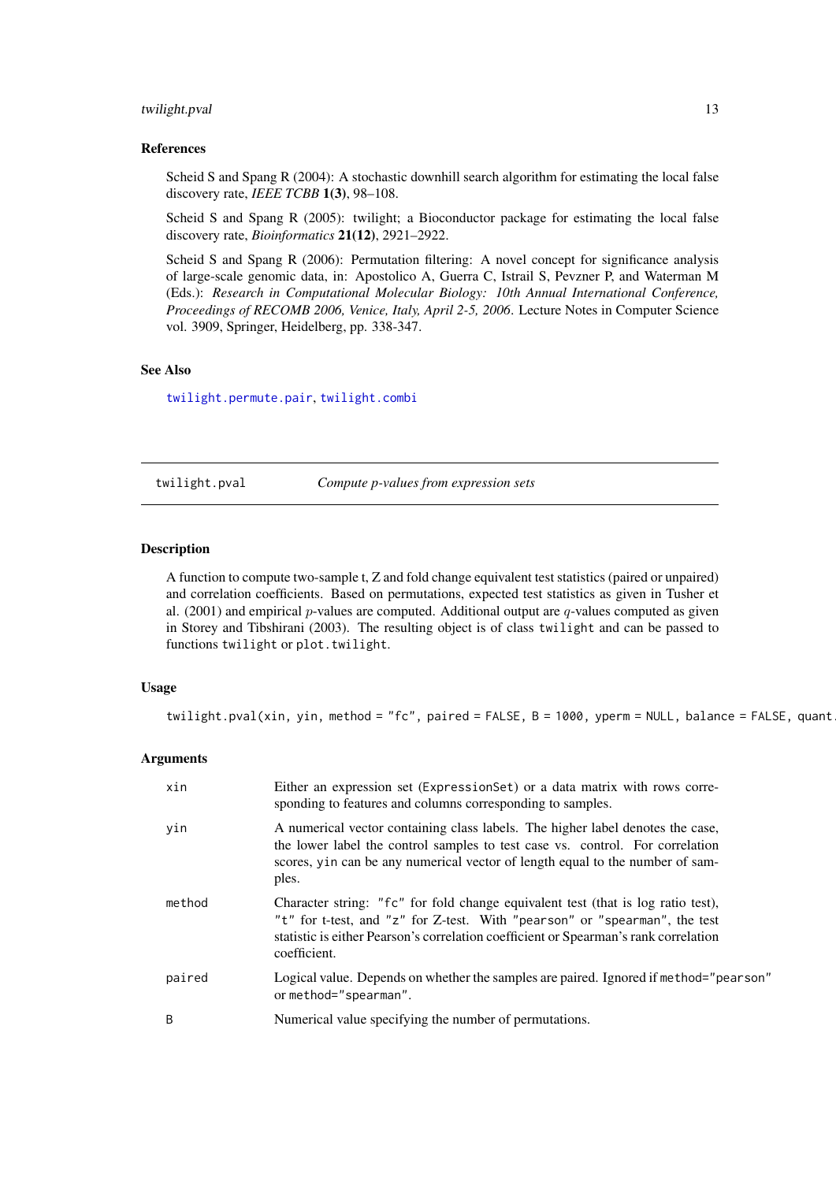## References

Scheid S and Spang R (2004): A stochastic downhill search algorithm for estimating the local false discovery rate, *IEEE TCBB* **1(3)**, 98–108.

Scheid S and Spang R (2005): twilight; a Bioconductor package for estimating the local false discovery rate, *Bioinformatics* **21(12)**, 2921–2922.

Scheid S and Spang R (2006): Permutation filtering: A novel concept for significance analysis of large-scale genomic data, in: Apostolico A, Guerra C, Istrail S, Pevzner P, and Waterman M (Eds.): *Research in Computational Molecular Biology: 10th Annual International Conference, Proceedings of RECOMB 2006, Venice, Italy, April 2-5, 2006*. Lecture Notes in Computer Science vol. 3909, Springer, Heidelberg, pp. 338-347.

## See Also

`twilight.permute.pair`, `twilight.combi`

---

# twilight.pval *Compute p-values from expression sets*

## Description

A function to compute two-sample t, Z and fold change equivalent test statistics (paired or unpaired) and correlation coefficients. Based on permutations, expected test statistics as given in Tusher et al. (2001) and empirical $p$-values are computed. Additional output are $q$-values computed as given in Storey and Tibshirani (2003). The resulting object is of class `twilight` and can be passed to functions `twilight` or `plot.twilight`.

## Usage

```
twilight.pval(xin, yin, method = "fc", paired = FALSE, B = 1000, yperm = NULL, balance = FALSE, quant
```

## Arguments

| | |
|---|---|
| `xin` | Either an expression set (`ExpressionSet`) or a data matrix with rows corresponding to features and columns corresponding to samples. |
| `yin` | A numerical vector containing class labels. The higher label denotes the case, the lower label the control samples to test case vs. control. For correlation scores, `yin` can be any numerical vector of length equal to the number of samples. |
| `method` | Character string: `"fc"` for fold change equivalent test (that is log ratio test), `"t"` for t-test, and `"z"` for Z-test. With `"pearson"` or `"spearman"`, the test statistic is either Pearson's correlation coefficient or Spearman's rank correlation coefficient. |
| `paired` | Logical value. Depends on whether the samples are paired. Ignored if `method="pearson"` or `method="spearman"`. |
| `B` | Numerical value specifying the number of permutations. |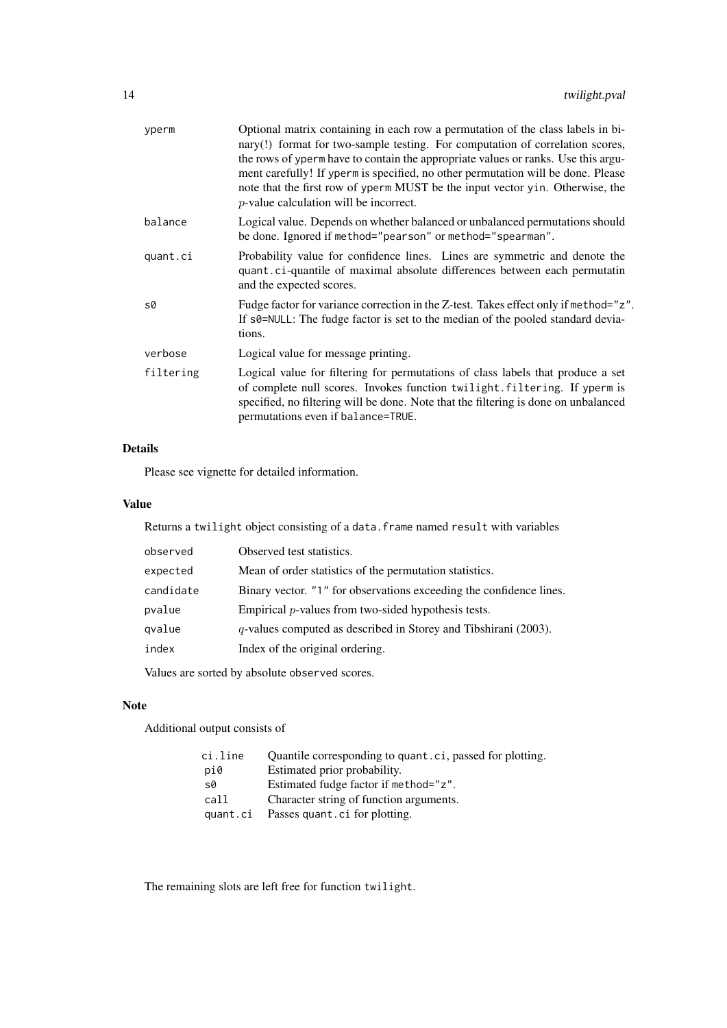| | |
|---|---|
| `yperm` | Optional matrix containing in each row a permutation of the class labels in binary(!) format for two-sample testing. For computation of correlation scores, the rows of `yperm` have to contain the appropriate values or ranks. Use this argument carefully! If `yperm` is specified, no other permutation will be done. Please note that the first row of `yperm` MUST be the input vector `yin`. Otherwise, the $p$-value calculation will be incorrect. |
| `balance` | Logical value. Depends on whether balanced or unbalanced permutations should be done. Ignored if `method="pearson"` or `method="spearman"`. |
| `quant.ci` | Probability value for confidence lines. Lines are symmetric and denote the `quant.ci`-quantile of maximal absolute differences between each permutatin and the expected scores. |
| `s0` | Fudge factor for variance correction in the Z-test. Takes effect only if `method="z"`. If `s0=NULL`: The fudge factor is set to the median of the pooled standard deviations. |
| `verbose` | Logical value for message printing. |
| `filtering` | Logical value for filtering for permutations of class labels that produce a set of complete null scores. Invokes function `twilight.filtering`. If `yperm` is specified, no filtering will be done. Note that the filtering is done on unbalanced permutations even if `balance=TRUE`. |

## Details

Please see vignette for detailed information.

## Value

Returns a `twilight` object consisting of a `data.frame` named `result` with variables

| | |
|---|---|
| `observed` | Observed test statistics. |
| `expected` | Mean of order statistics of the permutation statistics. |
| `candidate` | Binary vector. "1" for observations exceeding the confidence lines. |
| `pvalue` | Empirical $p$-values from two-sided hypothesis tests. |
| `qvalue` | $q$-values computed as described in Storey and Tibshirani (2003). |
| `index` | Index of the original ordering. |

Values are sorted by absolute `observed` scores.

## Note

Additional output consists of

| | |
|---|---|
| `ci.line` | Quantile corresponding to `quant.ci`, passed for plotting. |
| `pi0` | Estimated prior probability. |
| `s0` | Estimated fudge factor if `method="z"`. |
| `call` | Character string of function arguments. |
| `quant.ci` | Passes `quant.ci` for plotting. |

The remaining slots are left free for function `twilight`.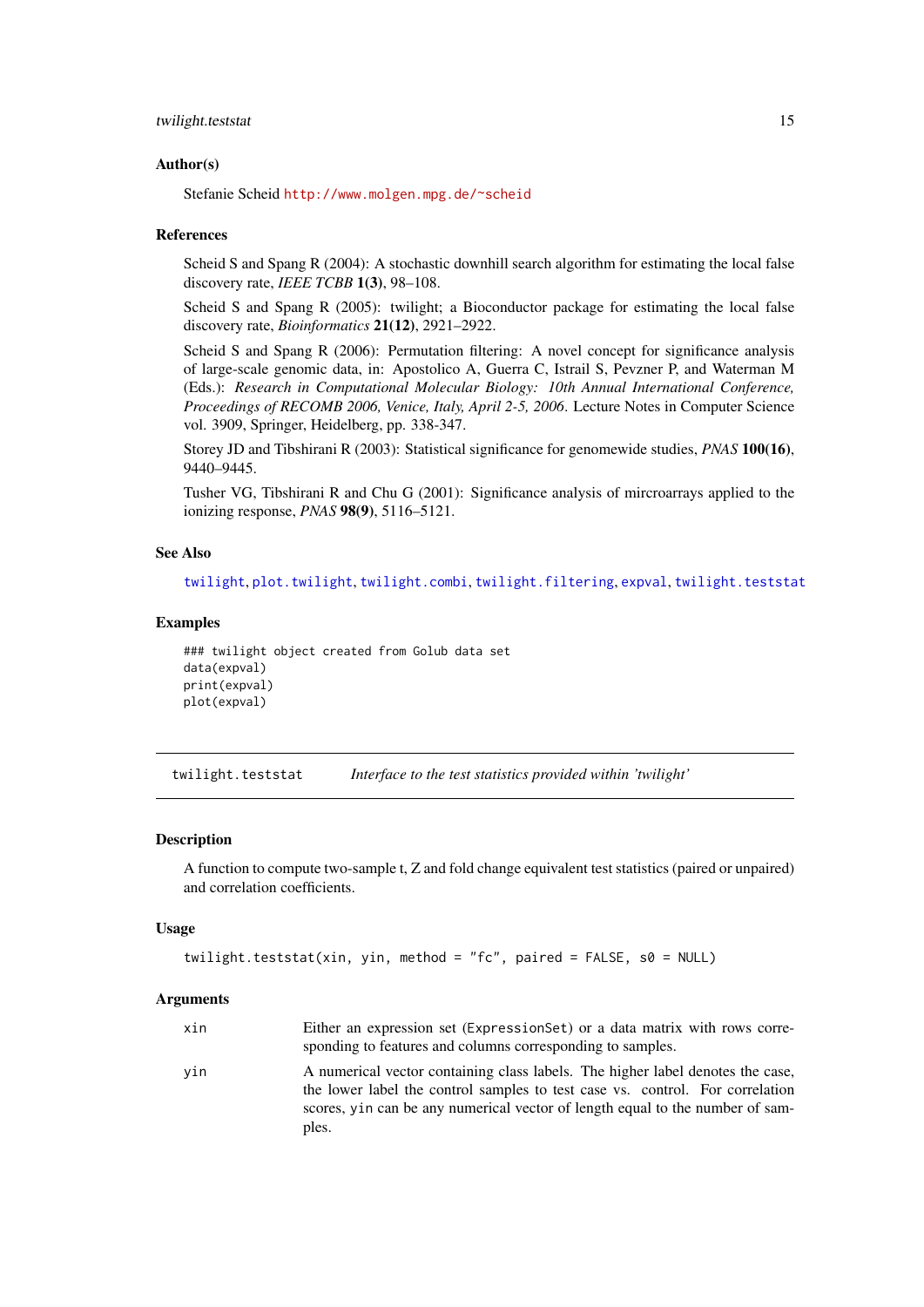## Author(s)

Stefanie Scheid http://www.molgen.mpg.de/~scheid

## References

Scheid S and Spang R (2004): A stochastic downhill search algorithm for estimating the local false discovery rate, *IEEE TCBB* **1(3)**, 98–108.

Scheid S and Spang R (2005): twilight; a Bioconductor package for estimating the local false discovery rate, *Bioinformatics* **21(12)**, 2921–2922.

Scheid S and Spang R (2006): Permutation filtering: A novel concept for significance analysis of large-scale genomic data, in: Apostolico A, Guerra C, Istrail S, Pevzner P, and Waterman M (Eds.): *Research in Computational Molecular Biology: 10th Annual International Conference, Proceedings of RECOMB 2006, Venice, Italy, April 2-5, 2006*. Lecture Notes in Computer Science vol. 3909, Springer, Heidelberg, pp. 338-347.

Storey JD and Tibshirani R (2003): Statistical significance for genomewide studies, *PNAS* **100(16)**, 9440–9445.

Tusher VG, Tibshirani R and Chu G (2001): Significance analysis of mircroarrays applied to the ionizing response, *PNAS* **98(9)**, 5116–5121.

## See Also

twilight, plot.twilight, twilight.combi, twilight.filtering, expval, twilight.teststat

## Examples

```
### twilight object created from Golub data set
data(expval)
print(expval)
plot(expval)
```

---

# twilight.teststat — *Interface to the test statistics provided within 'twilight'*

---

## Description

A function to compute two-sample t, Z and fold change equivalent test statistics (paired or unpaired) and correlation coefficients.

## Usage

```
twilight.teststat(xin, yin, method = "fc", paired = FALSE, s0 = NULL)
```

## Arguments

| | |
|---|---|
| xin | Either an expression set (ExpressionSet) or a data matrix with rows corresponding to features and columns corresponding to samples. |
| yin | A numerical vector containing class labels. The higher label denotes the case, the lower label the control samples to test case vs. control. For correlation scores, yin can be any numerical vector of length equal to the number of samples. |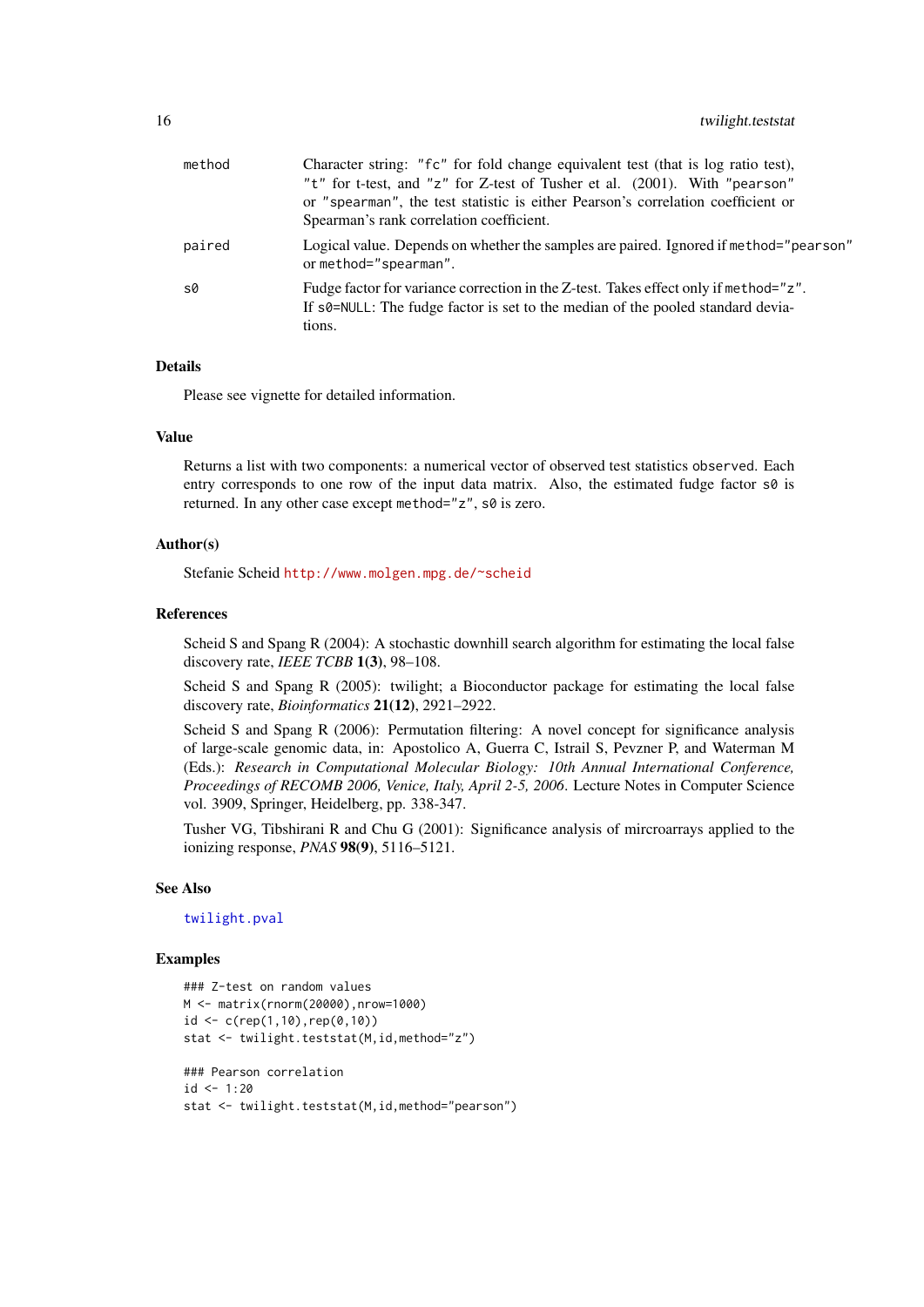| | |
|---|---|
| method | Character string: "fc" for fold change equivalent test (that is log ratio test), "t" for t-test, and "z" for Z-test of Tusher et al. (2001). With "pearson" or "spearman", the test statistic is either Pearson's correlation coefficient or Spearman's rank correlation coefficient. |
| paired | Logical value. Depends on whether the samples are paired. Ignored if method="pearson" or method="spearman". |
| s0 | Fudge factor for variance correction in the Z-test. Takes effect only if method="z". If s0=NULL: The fudge factor is set to the median of the pooled standard deviations. |

## Details

Please see vignette for detailed information.

## Value

Returns a list with two components: a numerical vector of observed test statistics observed. Each entry corresponds to one row of the input data matrix. Also, the estimated fudge factor s0 is returned. In any other case except method="z", s0 is zero.

## Author(s)

Stefanie Scheid http://www.molgen.mpg.de/~scheid

## References

Scheid S and Spang R (2004): A stochastic downhill search algorithm for estimating the local false discovery rate, *IEEE TCBB* **1(3)**, 98–108.

Scheid S and Spang R (2005): twilight; a Bioconductor package for estimating the local false discovery rate, *Bioinformatics* **21(12)**, 2921–2922.

Scheid S and Spang R (2006): Permutation filtering: A novel concept for significance analysis of large-scale genomic data, in: Apostolico A, Guerra C, Istrail S, Pevzner P, and Waterman M (Eds.): *Research in Computational Molecular Biology: 10th Annual International Conference, Proceedings of RECOMB 2006, Venice, Italy, April 2-5, 2006*. Lecture Notes in Computer Science vol. 3909, Springer, Heidelberg, pp. 338-347.

Tusher VG, Tibshirani R and Chu G (2001): Significance analysis of mircroarrays applied to the ionizing response, *PNAS* **98(9)**, 5116–5121.

## See Also

twilight.pval

## Examples

```
### Z-test on random values
M <- matrix(rnorm(20000),nrow=1000)
id <- c(rep(1,10),rep(0,10))
stat <- twilight.teststat(M,id,method="z")

### Pearson correlation
id <- 1:20
stat <- twilight.teststat(M,id,method="pearson")
```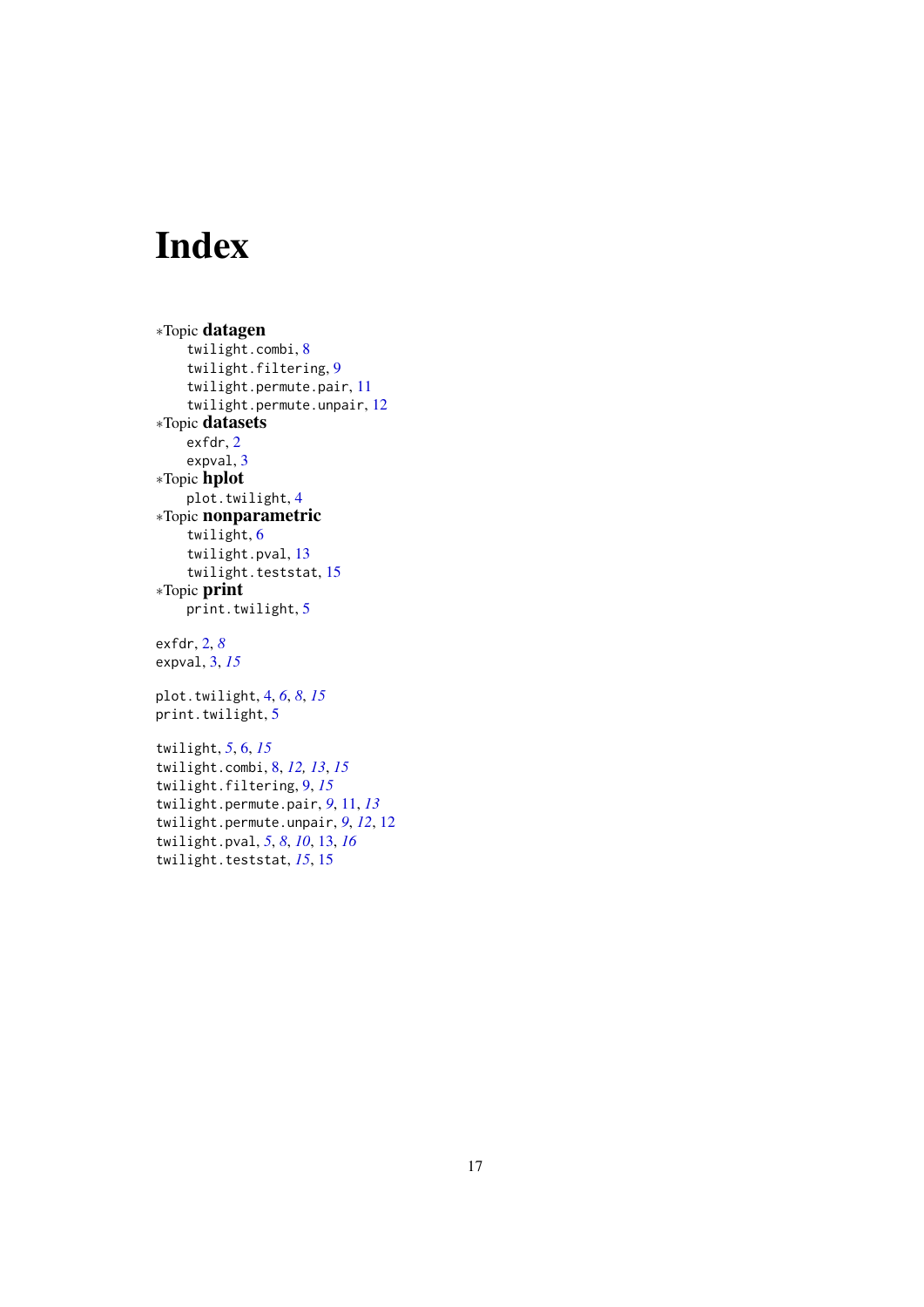# Index

*Topic **datagen**
  twilight.combi, 8
  twilight.filtering, 9
  twilight.permute.pair, 11
  twilight.permute.unpair, 12
*Topic **datasets**
  exfdr, 2
  expval, 3
*Topic **hplot**
  plot.twilight, 4
*Topic **nonparametric**
  twilight, 6
  twilight.pval, 13
  twilight.teststat, 15
*Topic **print**
  print.twilight, 5

exfdr, 2, *8*
expval, 3, *15*

plot.twilight, 4, *6*, *8*, *15*
print.twilight, 5

twilight, *5*, 6, *15*
twilight.combi, 8, *12*, *13*, *15*
twilight.filtering, 9, *15*
twilight.permute.pair, *9*, 11, *13*
twilight.permute.unpair, *9*, *12*, 12
twilight.pval, *5*, *8*, *10*, 13, *16*
twilight.teststat, *15*, 15